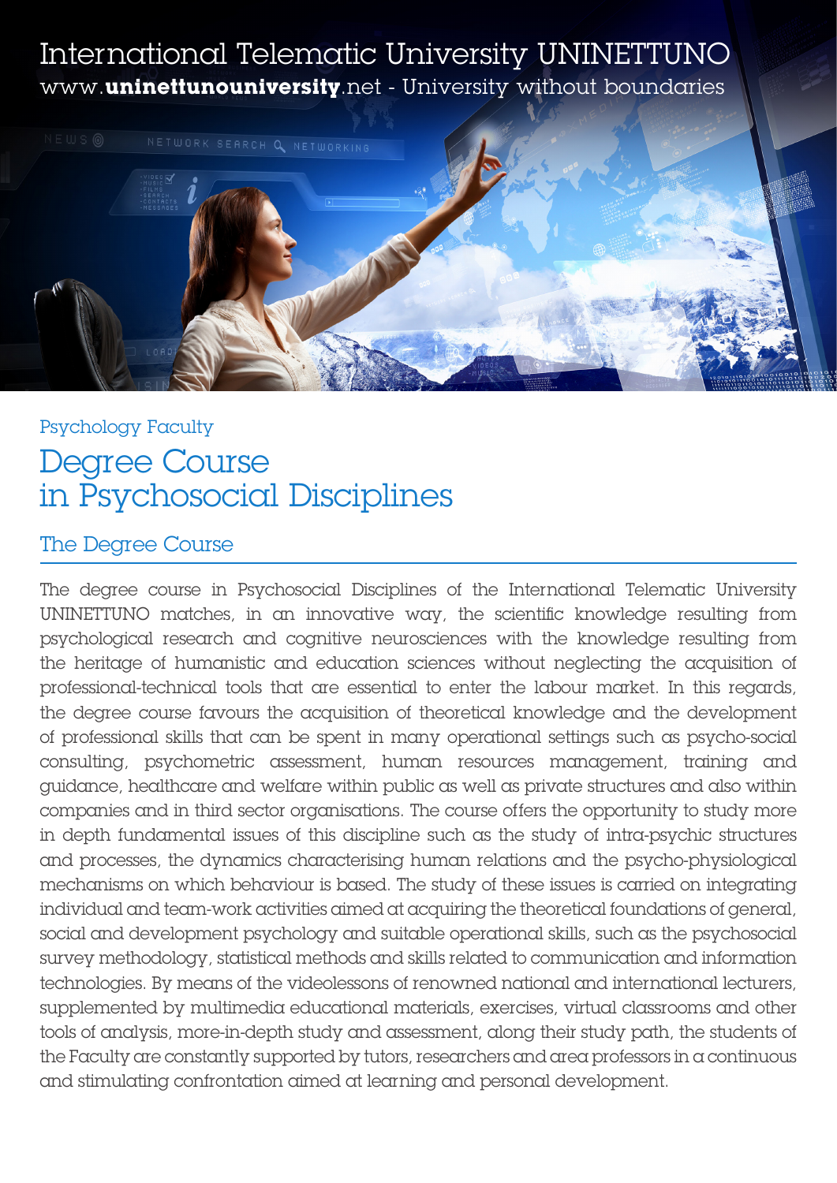International Telematic University UNINETTUNO

www.**uninettunouniversity**.net - University without boundaries

Psychology Faculty

# Degree Course in Psychosocial Disciplines

## The Degree Course

The degree course in Psychosocial Disciplines of the International Telematic University UNINETTUNO matches, in an innovative way, the scientific knowledge resulting from psychological research and cognitive neurosciences with the knowledge resulting from the heritage of humanistic and education sciences without neglecting the acquisition of professional-technical tools that are essential to enter the labour market. In this regards, the degree course favours the acquisition of theoretical knowledge and the development of professional skills that can be spent in many operational settings such as psycho-social consulting, psychometric assessment, human resources management, training and guidance, healthcare and welfare within public as well as private structures and also within companies and in third sector organisations. The course offers the opportunity to study more in depth fundamental issues of this discipline such as the study of intra-psychic structures and processes, the dynamics characterising human relations and the psycho-physiological mechanisms on which behaviour is based. The study of these issues is carried on integrating individual and team-work activities aimed at acquiring the theoretical foundations of general, social and development psychology and suitable operational skills, such as the psychosocial survey methodology, statistical methods and skills related to communication and information technologies. By means of the videolessons of renowned national and international lecturers, supplemented by multimedia educational materials, exercises, virtual classrooms and other tools of analysis, more-in-depth study and assessment, along their study path, the students of the Faculty are constantly supported by tutors, researchers and area professors in a continuous and stimulating confrontation aimed at learning and personal development.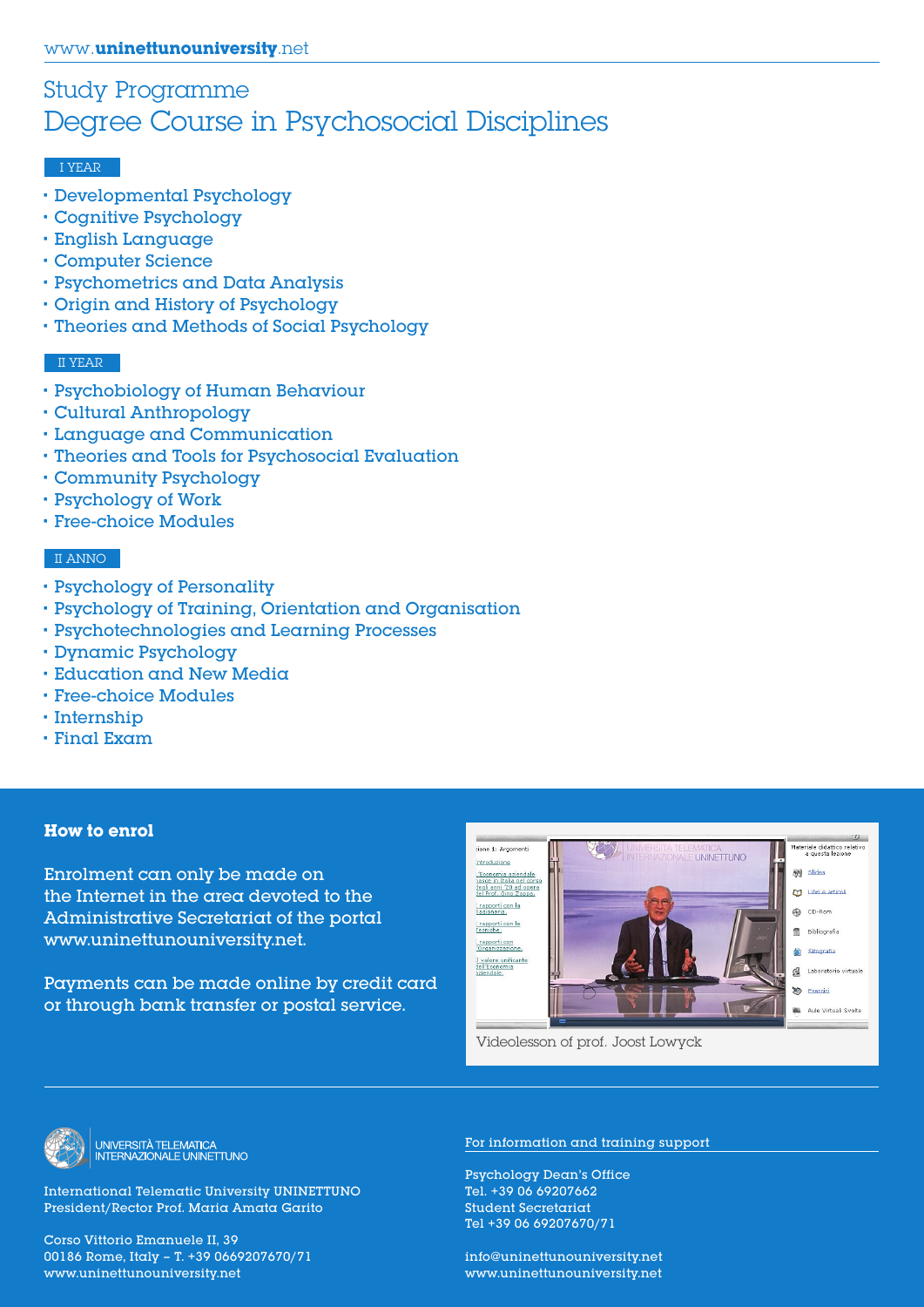## Study Programme

# Degree Course in Psychosocial Disciplines

### I YEAR

- Developmental Psychology
- Cognitive Psychology
- English Language
- Computer Science
- Psychometrics and Data Analysis
- Origin and History of Psychology
- Theories and Methods of Social Psychology

### II YEAR

- Psychobiology of Human Behaviour
- Cultural Anthropology
- Language and Communication
- Theories and Tools for Psychosocial Evaluation
- Community Psychology
- Psychology of Work
- Free-choice Modules

### II ANNO

- Psychology of Personality
- Psychology of Training, Orientation and Organisation
- Psychotechnologies and Learning Processes
- Dynamic Psychology
- Education and New Media
- Free-choice Modules
- Internship
- Final Exam

**How to enrol**

Enrolment can only be made on the Internet in the area devoted to the Administrative Secretariat of the portal www.uninettunouniversity.net.

Payments can be made online by credit card or through bank transfer or postal service.

Videolesson of prof. Joost Lowyck

UNIVERSITÀ TELEMATICA INTERNAZIONALE UNINETTUNO

International Telematic University UNINETTUNO
President/Rector Prof. Maria Amata Garito

Corso Vittorio Emanuele II, 39
00186 Rome, Italy – T. +39 0669207670/71
www.uninettunouniversity.net

For information and training support

Psychology Dean's Office
Tel. +39 06 69207662
Student Secretariat
Tel +39 06 69207670/71

info@uninettunouniversity.net
www.uninettunouniversity.net